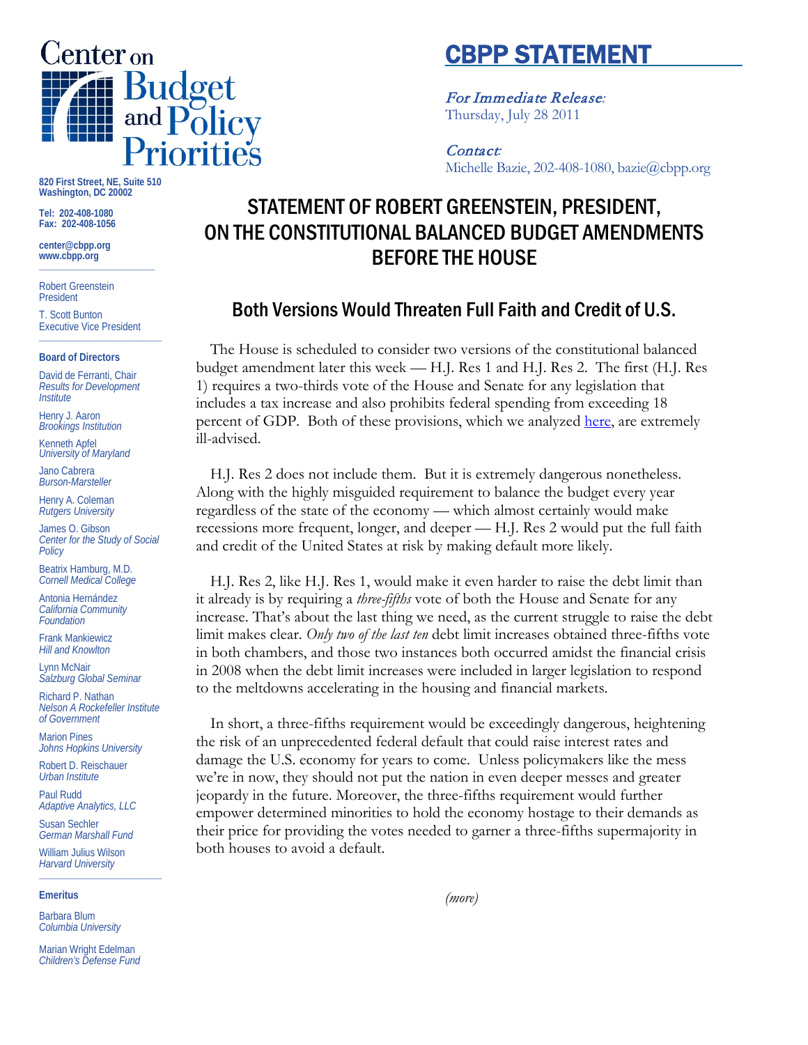# CBPP STATEMENT

*For Immediate Release:*
Thursday, July 28 2011

*Contact:*
Michelle Bazie, 202-408-1080, bazie@cbpp.org

Center on Budget and Policy Priorities

820 First Street, NE, Suite 510
Washington, DC 20002

Tel: 202-408-1080
Fax: 202-408-1056

center@cbpp.org
www.cbpp.org

Robert Greenstein
President

T. Scott Bunton
Executive Vice President

**Board of Directors**

David de Ferranti, Chair
*Results for Development Institute*

Henry J. Aaron
*Brookings Institution*

Kenneth Apfel
*University of Maryland*

Jano Cabrera
*Burson-Marsteller*

Henry A. Coleman
*Rutgers University*

James O. Gibson
*Center for the Study of Social Policy*

Beatrix Hamburg, M.D.
*Cornell Medical College*

Antonia Hernández
*California Community Foundation*

Frank Mankiewicz
*Hill and Knowlton*

Lynn McNair
*Salzburg Global Seminar*

Richard P. Nathan
*Nelson A Rockefeller Institute of Government*

Marion Pines
*Johns Hopkins University*

Robert D. Reischauer
*Urban Institute*

Paul Rudd
*Adaptive Analytics, LLC*

Susan Sechler
*German Marshall Fund*

William Julius Wilson
*Harvard University*

**Emeritus**

Barbara Blum
*Columbia University*

Marian Wright Edelman
*Children's Defense Fund*

## STATEMENT OF ROBERT GREENSTEIN, PRESIDENT, ON THE CONSTITUTIONAL BALANCED BUDGET AMENDMENTS BEFORE THE HOUSE

### Both Versions Would Threaten Full Faith and Credit of U.S.

The House is scheduled to consider two versions of the constitutional balanced budget amendment later this week — H.J. Res 1 and H.J. Res 2. The first (H.J. Res 1) requires a two-thirds vote of the House and Senate for any legislation that includes a tax increase and also prohibits federal spending from exceeding 18 percent of GDP. Both of these provisions, which we analyzed here, are extremely ill-advised.

H.J. Res 2 does not include them. But it is extremely dangerous nonetheless. Along with the highly misguided requirement to balance the budget every year regardless of the state of the economy — which almost certainly would make recessions more frequent, longer, and deeper — H.J. Res 2 would put the full faith and credit of the United States at risk by making default more likely.

H.J. Res 2, like H.J. Res 1, would make it even harder to raise the debt limit than it already is by requiring a *three-fifths* vote of both the House and Senate for any increase. That's about the last thing we need, as the current struggle to raise the debt limit makes clear. *Only two of the last ten* debt limit increases obtained three-fifths vote in both chambers, and those two instances both occurred amidst the financial crisis in 2008 when the debt limit increases were included in larger legislation to respond to the meltdowns accelerating in the housing and financial markets.

In short, a three-fifths requirement would be exceedingly dangerous, heightening the risk of an unprecedented federal default that could raise interest rates and damage the U.S. economy for years to come. Unless policymakers like the mess we're in now, they should not put the nation in even deeper messes and greater jeopardy in the future. Moreover, the three-fifths requirement would further empower determined minorities to hold the economy hostage to their demands as their price for providing the votes needed to garner a three-fifths supermajority in both houses to avoid a default.

*(more)*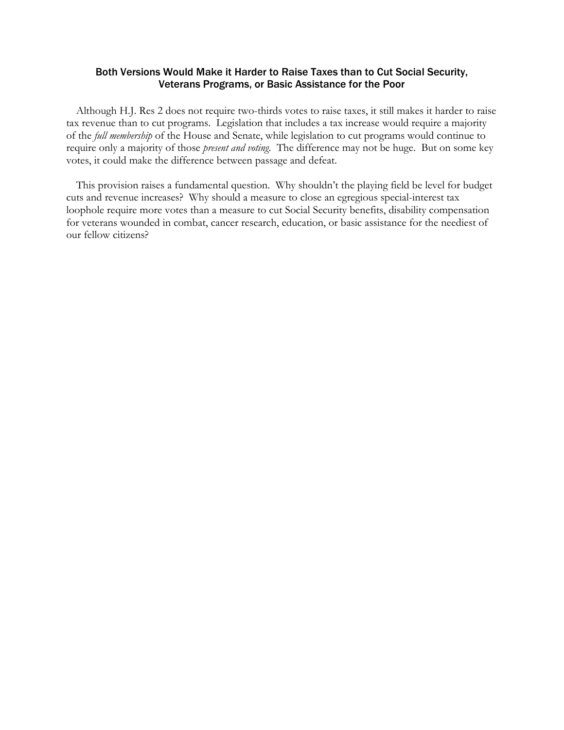### Both Versions Would Make it Harder to Raise Taxes than to Cut Social Security, Veterans Programs, or Basic Assistance for the Poor

Although H.J. Res 2 does not require two-thirds votes to raise taxes, it still makes it harder to raise tax revenue than to cut programs. Legislation that includes a tax increase would require a majority of the *full membership* of the House and Senate, while legislation to cut programs would continue to require only a majority of those *present and voting*. The difference may not be huge. But on some key votes, it could make the difference between passage and defeat.

This provision raises a fundamental question. Why shouldn't the playing field be level for budget cuts and revenue increases? Why should a measure to close an egregious special-interest tax loophole require more votes than a measure to cut Social Security benefits, disability compensation for veterans wounded in combat, cancer research, education, or basic assistance for the neediest of our fellow citizens?